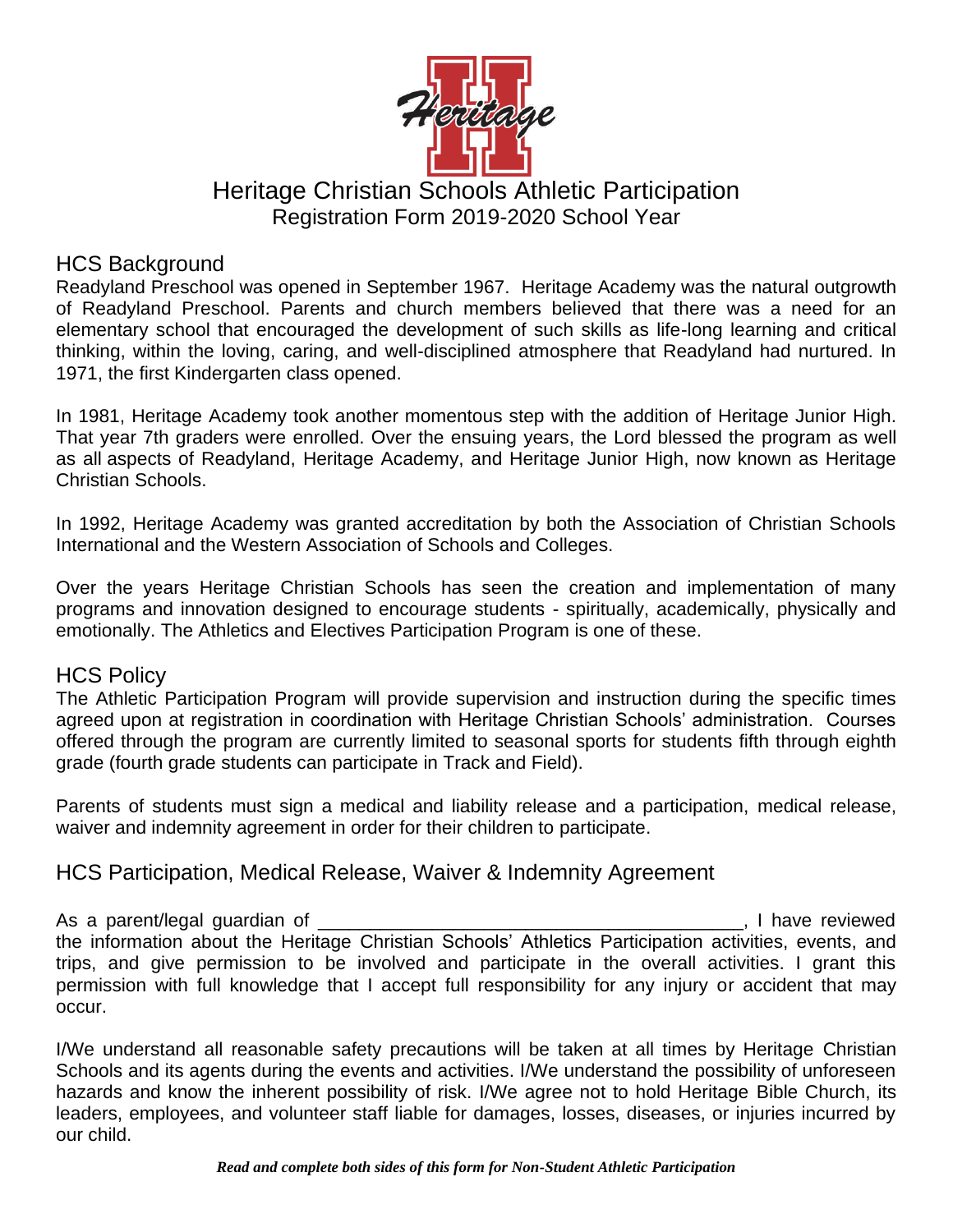# Heritage Christian Schools Athletic Participation

Registration Form 2019-2020 School Year

## HCS Background

Readyland Preschool was opened in September 1967. Heritage Academy was the natural outgrowth of Readyland Preschool. Parents and church members believed that there was a need for an elementary school that encouraged the development of such skills as life-long learning and critical thinking, within the loving, caring, and well-disciplined atmosphere that Readyland had nurtured. In 1971, the first Kindergarten class opened.

In 1981, Heritage Academy took another momentous step with the addition of Heritage Junior High. That year 7th graders were enrolled. Over the ensuing years, the Lord blessed the program as well as all aspects of Readyland, Heritage Academy, and Heritage Junior High, now known as Heritage Christian Schools.

In 1992, Heritage Academy was granted accreditation by both the Association of Christian Schools International and the Western Association of Schools and Colleges.

Over the years Heritage Christian Schools has seen the creation and implementation of many programs and innovation designed to encourage students - spiritually, academically, physically and emotionally. The Athletics and Electives Participation Program is one of these.

## HCS Policy

The Athletic Participation Program will provide supervision and instruction during the specific times agreed upon at registration in coordination with Heritage Christian Schools' administration. Courses offered through the program are currently limited to seasonal sports for students fifth through eighth grade (fourth grade students can participate in Track and Field).

Parents of students must sign a medical and liability release and a participation, medical release, waiver and indemnity agreement in order for their children to participate.

## HCS Participation, Medical Release, Waiver & Indemnity Agreement

As a parent/legal guardian of ________________________________________, I have reviewed the information about the Heritage Christian Schools' Athletics Participation activities, events, and trips, and give permission to be involved and participate in the overall activities. I grant this permission with full knowledge that I accept full responsibility for any injury or accident that may occur.

I/We understand all reasonable safety precautions will be taken at all times by Heritage Christian Schools and its agents during the events and activities. I/We understand the possibility of unforeseen hazards and know the inherent possibility of risk. I/We agree not to hold Heritage Bible Church, its leaders, employees, and volunteer staff liable for damages, losses, diseases, or injuries incurred by our child.

***Read and complete both sides of this form for Non-Student Athletic Participation***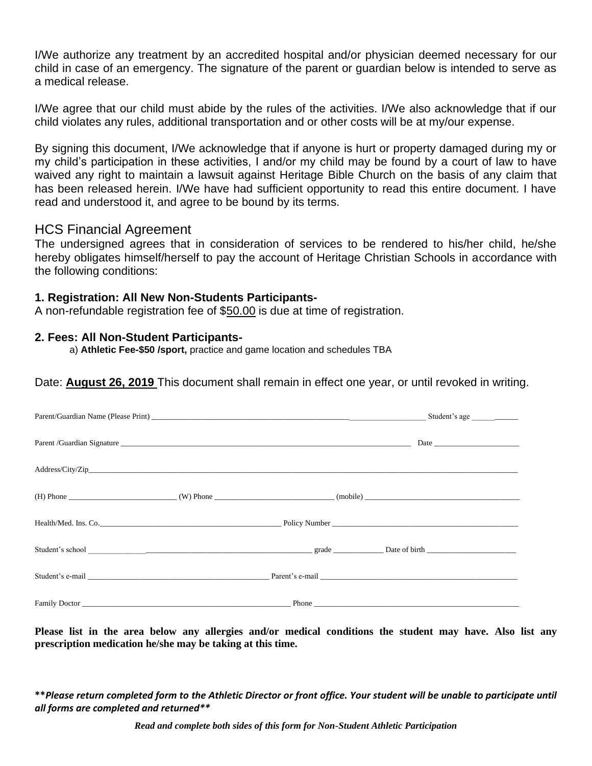I/We authorize any treatment by an accredited hospital and/or physician deemed necessary for our child in case of an emergency. The signature of the parent or guardian below is intended to serve as a medical release.

I/We agree that our child must abide by the rules of the activities. I/We also acknowledge that if our child violates any rules, additional transportation and or other costs will be at my/our expense.

By signing this document, I/We acknowledge that if anyone is hurt or property damaged during my or my child's participation in these activities, I and/or my child may be found by a court of law to have waived any right to maintain a lawsuit against Heritage Bible Church on the basis of any claim that has been released herein. I/We have had sufficient opportunity to read this entire document. I have read and understood it, and agree to be bound by its terms.

## HCS Financial Agreement

The undersigned agrees that in consideration of services to be rendered to his/her child, he/she hereby obligates himself/herself to pay the account of Heritage Christian Schools in accordance with the following conditions:

**1. Registration: All New Non-Students Participants-**

A non-refundable registration fee of $50.00 is due at time of registration.

**2. Fees: All Non-Student Participants-**

a) **Athletic Fee-$50 /sport,** practice and game location and schedules TBA

Date: **August 26, 2019** This document shall remain in effect one year, or until revoked in writing.

Parent/Guardian Name (Please Print) ____________________ Student's age ______

Parent /Guardian Signature ____________________ Date ____________

Address/City/Zip____________________

(H) Phone ____________ (W) Phone ____________ (mobile) ____________

Health/Med. Ins. Co.____________________ Policy Number ____________________

Student's school ____________________ grade ____________ Date of birth ____________

Student's e-mail ____________________ Parent's e-mail ____________________

Family Doctor ____________________ Phone ____________________

**Please list in the area below any allergies and/or medical conditions the student may have. Also list any prescription medication he/she may be taking at this time.**

***Please return completed form to the Athletic Director or front office. Your student will be unable to participate until all forms are completed and returned***

***Read and complete both sides of this form for Non-Student Athletic Participation***